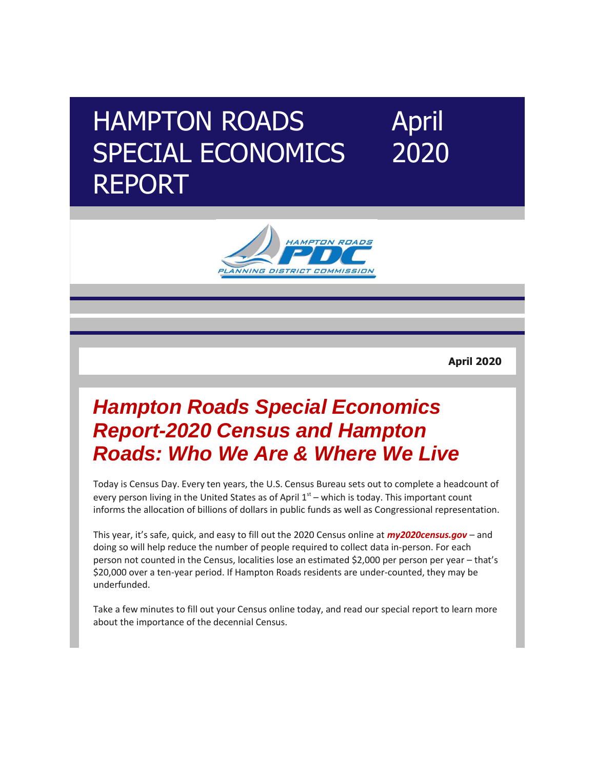# HAMPTON ROADS SPECIAL ECONOMICS REPORT

April 2020

HAMPTON ROADS PDC PLANNING DISTRICT COMMISSION

**April 2020**

## *Hampton Roads Special Economics Report-2020 Census and Hampton Roads: Who We Are & Where We Live*

Today is Census Day. Every ten years, the U.S. Census Bureau sets out to complete a headcount of every person living in the United States as of April 1st – which is today. This important count informs the allocation of billions of dollars in public funds as well as Congressional representation.

This year, it's safe, quick, and easy to fill out the 2020 Census online at ***my2020census.gov*** – and doing so will help reduce the number of people required to collect data in-person. For each person not counted in the Census, localities lose an estimated $2,000 per person per year – that's $20,000 over a ten-year period. If Hampton Roads residents are under-counted, they may be underfunded.

Take a few minutes to fill out your Census online today, and read our special report to learn more about the importance of the decennial Census.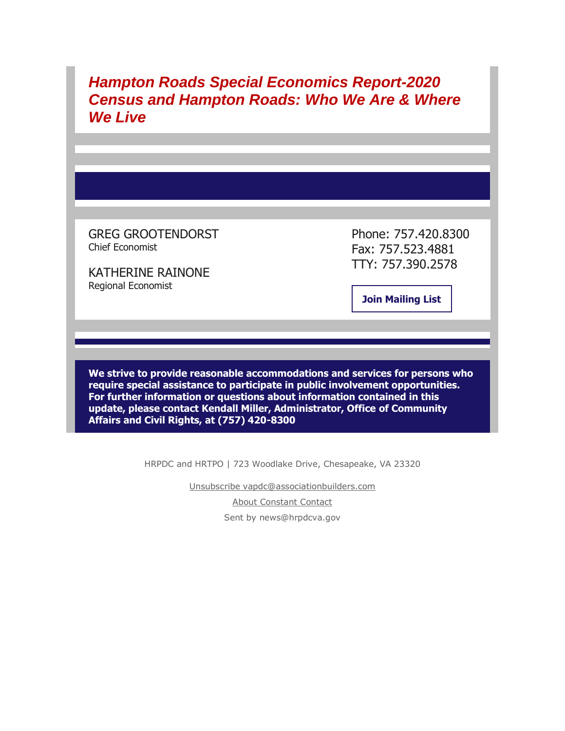# *Hampton Roads Special Economics Report-2020 Census and Hampton Roads: Who We Are & Where We Live*

GREG GROOTENDORST
Chief Economist

KATHERINE RAINONE
Regional Economist

Phone: 757.420.8300
Fax: 757.523.4881
TTY: 757.390.2578

**Join Mailing List**

**We strive to provide reasonable accommodations and services for persons who require special assistance to participate in public involvement opportunities. For further information or questions about information contained in this update, please contact Kendall Miller, Administrator, Office of Community Affairs and Civil Rights, at (757) 420-8300**

HRPDC and HRTPO | 723 Woodlake Drive, Chesapeake, VA 23320

Unsubscribe vapdc@associationbuilders.com

About Constant Contact

Sent by news@hrpdcva.gov